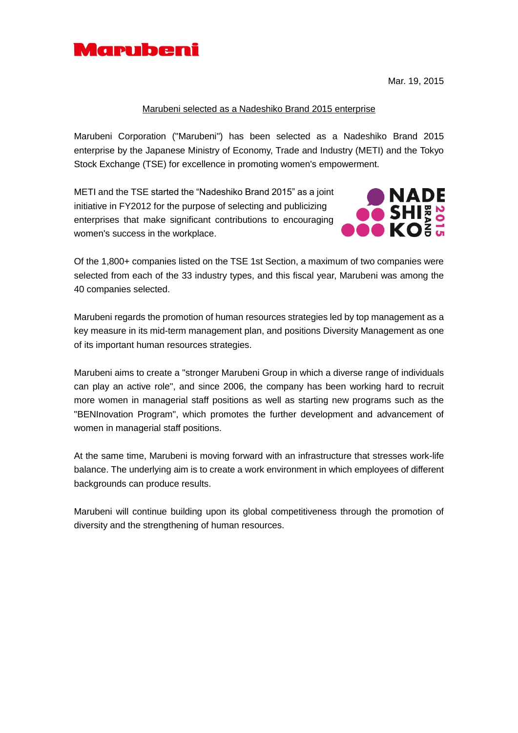Marubeni

Mar. 19, 2015

## Marubeni selected as a Nadeshiko Brand 2015 enterprise

Marubeni Corporation ("Marubeni") has been selected as a Nadeshiko Brand 2015 enterprise by the Japanese Ministry of Economy, Trade and Industry (METI) and the Tokyo Stock Exchange (TSE) for excellence in promoting women's empowerment.

METI and the TSE started the "Nadeshiko Brand 2015" as a joint initiative in FY2012 for the purpose of selecting and publicizing enterprises that make significant contributions to encouraging women's success in the workplace.

Of the 1,800+ companies listed on the TSE 1st Section, a maximum of two companies were selected from each of the 33 industry types, and this fiscal year, Marubeni was among the 40 companies selected.

Marubeni regards the promotion of human resources strategies led by top management as a key measure in its mid-term management plan, and positions Diversity Management as one of its important human resources strategies.

Marubeni aims to create a "stronger Marubeni Group in which a diverse range of individuals can play an active role", and since 2006, the company has been working hard to recruit more women in managerial staff positions as well as starting new programs such as the "BENInovation Program", which promotes the further development and advancement of women in managerial staff positions.

At the same time, Marubeni is moving forward with an infrastructure that stresses work-life balance. The underlying aim is to create a work environment in which employees of different backgrounds can produce results.

Marubeni will continue building upon its global competitiveness through the promotion of diversity and the strengthening of human resources.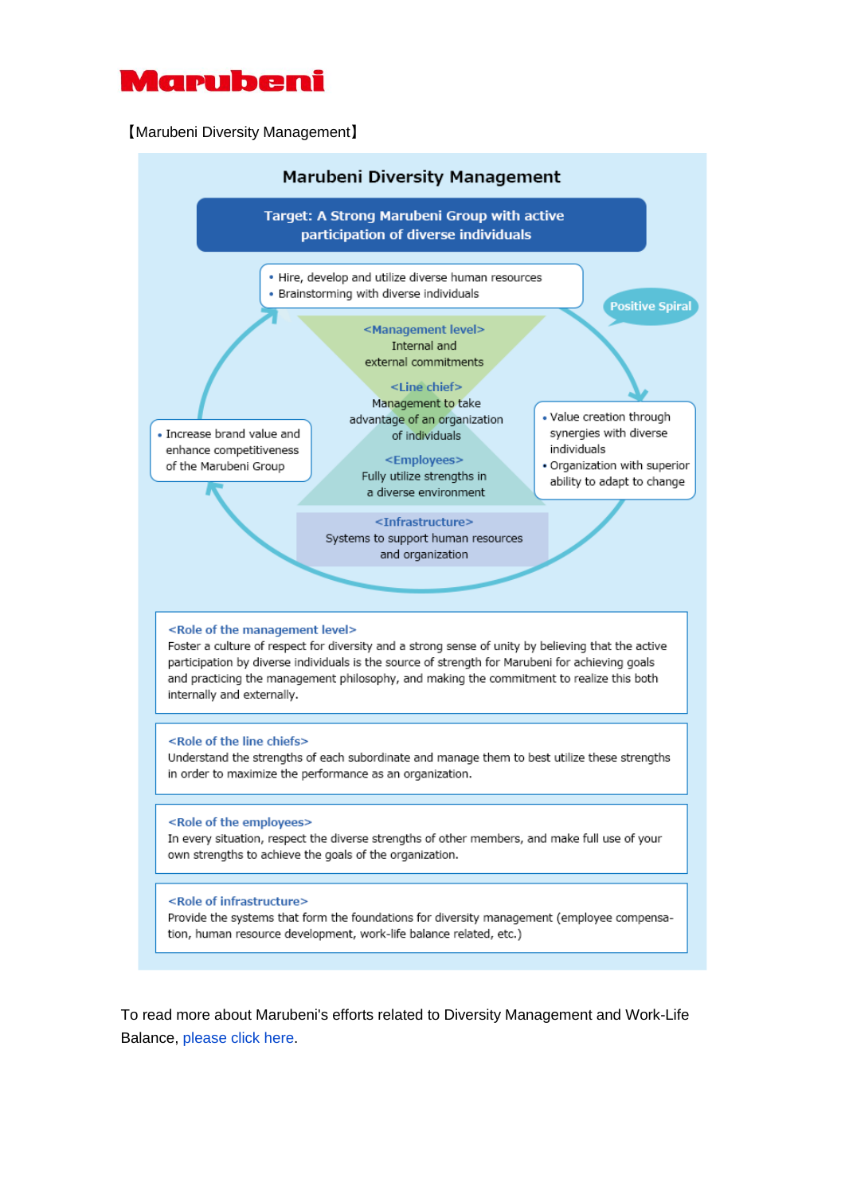# Marubeni

【Marubeni Diversity Management】

## Marubeni Diversity Management

**Target: A Strong Marubeni Group with active participation of diverse individuals**

- Hire, develop and utilize diverse human resources
- Brainstorming with diverse individuals

Positive Spiral

<Management level>
Internal and external commitments

<Line chief>
Management to take advantage of an organization of individuals

<Employees>
Fully utilize strengths in a diverse environment

<Infrastructure>
Systems to support human resources and organization

- Increase brand value and enhance competitiveness of the Marubeni Group

- Value creation through synergies with diverse individuals
- Organization with superior ability to adapt to change

**<Role of the management level>**
Foster a culture of respect for diversity and a strong sense of unity by believing that the active participation by diverse individuals is the source of strength for Marubeni for achieving goals and practicing the management philosophy, and making the commitment to realize this both internally and externally.

**<Role of the line chiefs>**
Understand the strengths of each subordinate and manage them to best utilize these strengths in order to maximize the performance as an organization.

**<Role of the employees>**
In every situation, respect the diverse strengths of other members, and make full use of your own strengths to achieve the goals of the organization.

**<Role of infrastructure>**
Provide the systems that form the foundations for diversity management (employee compensation, human resource development, work-life balance related, etc.)

To read more about Marubeni's efforts related to Diversity Management and Work-Life Balance, please click here.